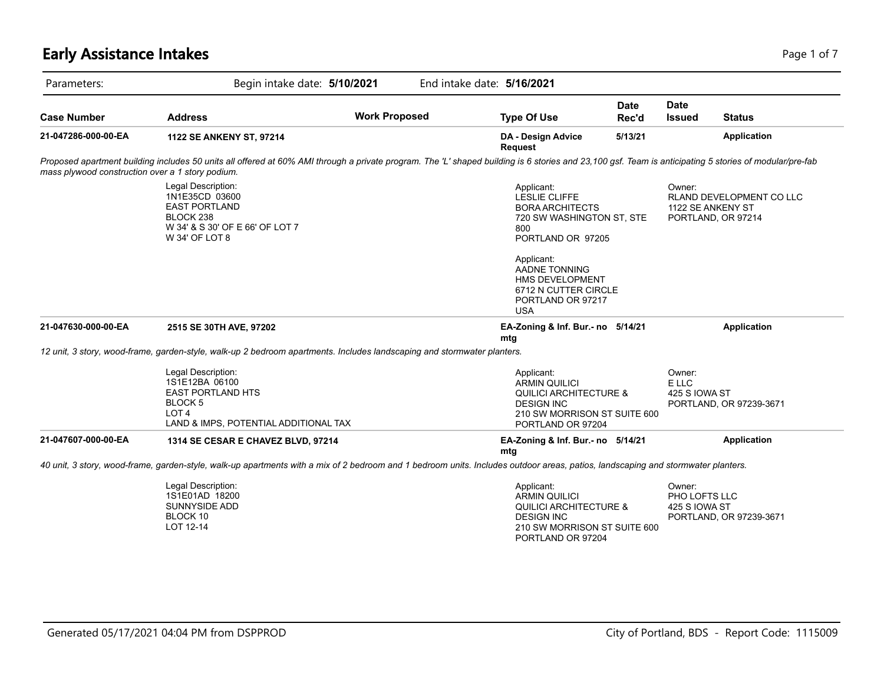# Early Assistance Intakes

Parameters: Begin intake date: **5/10/2021** End intake date: **5/16/2021**

| Case Number | Address | Work Proposed | Type Of Use | Date Rec'd | Date Issued | Status |
|---|---|---|---|---|---|---|
| **21-047286-000-00-EA** | **1122 SE ANKENY ST, 97214** | | **DA - Design Advice Request** | **5/13/21** | | **Application** |

*Proposed apartment building includes 50 units all offered at 60% AMI through a private program. The 'L' shaped building is 6 stories and 23,100 gsf. Team is anticipating 5 stories of modular/pre-fab mass plywood construction over a 1 story podium.*

Legal Description:
1N1E35CD 03600
EAST PORTLAND
BLOCK 238
W 34' & S 30' OF E 66' OF LOT 7
W 34' OF LOT 8

Applicant:
LESLIE CLIFFE
BORA ARCHITECTS
720 SW WASHINGTON ST, STE 800
PORTLAND OR 97205

Applicant:
AADNE TONNING
HMS DEVELOPMENT
6712 N CUTTER CIRCLE
PORTLAND OR 97217
USA

Owner:
RLAND DEVELOPMENT CO LLC
1122 SE ANKENY ST
PORTLAND, OR 97214

| Case Number | Address | Work Proposed | Type Of Use | Date Rec'd | Date Issued | Status |
|---|---|---|---|---|---|---|
| **21-047630-000-00-EA** | **2515 SE 30TH AVE, 97202** | | **EA-Zoning & Inf. Bur.- no mtg** | **5/14/21** | | **Application** |

*12 unit, 3 story, wood-frame, garden-style, walk-up 2 bedroom apartments. Includes landscaping and stormwater planters.*

Legal Description:
1S1E12BA 06100
EAST PORTLAND HTS
BLOCK 5
LOT 4
LAND & IMPS, POTENTIAL ADDITIONAL TAX

Applicant:
ARMIN QUILICI
QUILICI ARCHITECTURE & DESIGN INC
210 SW MORRISON ST SUITE 600
PORTLAND OR 97204

Owner:
E LLC
425 S IOWA ST
PORTLAND, OR 97239-3671

| Case Number | Address | Work Proposed | Type Of Use | Date Rec'd | Date Issued | Status |
|---|---|---|---|---|---|---|
| **21-047607-000-00-EA** | **1314 SE CESAR E CHAVEZ BLVD, 97214** | | **EA-Zoning & Inf. Bur.- no mtg** | **5/14/21** | | **Application** |

*40 unit, 3 story, wood-frame, garden-style, walk-up apartments with a mix of 2 bedroom and 1 bedroom units. Includes outdoor areas, patios, landscaping and stormwater planters.*

Legal Description:
1S1E01AD 18200
SUNNYSIDE ADD
BLOCK 10
LOT 12-14

Applicant:
ARMIN QUILICI
QUILICI ARCHITECTURE & DESIGN INC
210 SW MORRISON ST SUITE 600
PORTLAND OR 97204

Owner:
PHO LOFTS LLC
425 S IOWA ST
PORTLAND, OR 97239-3671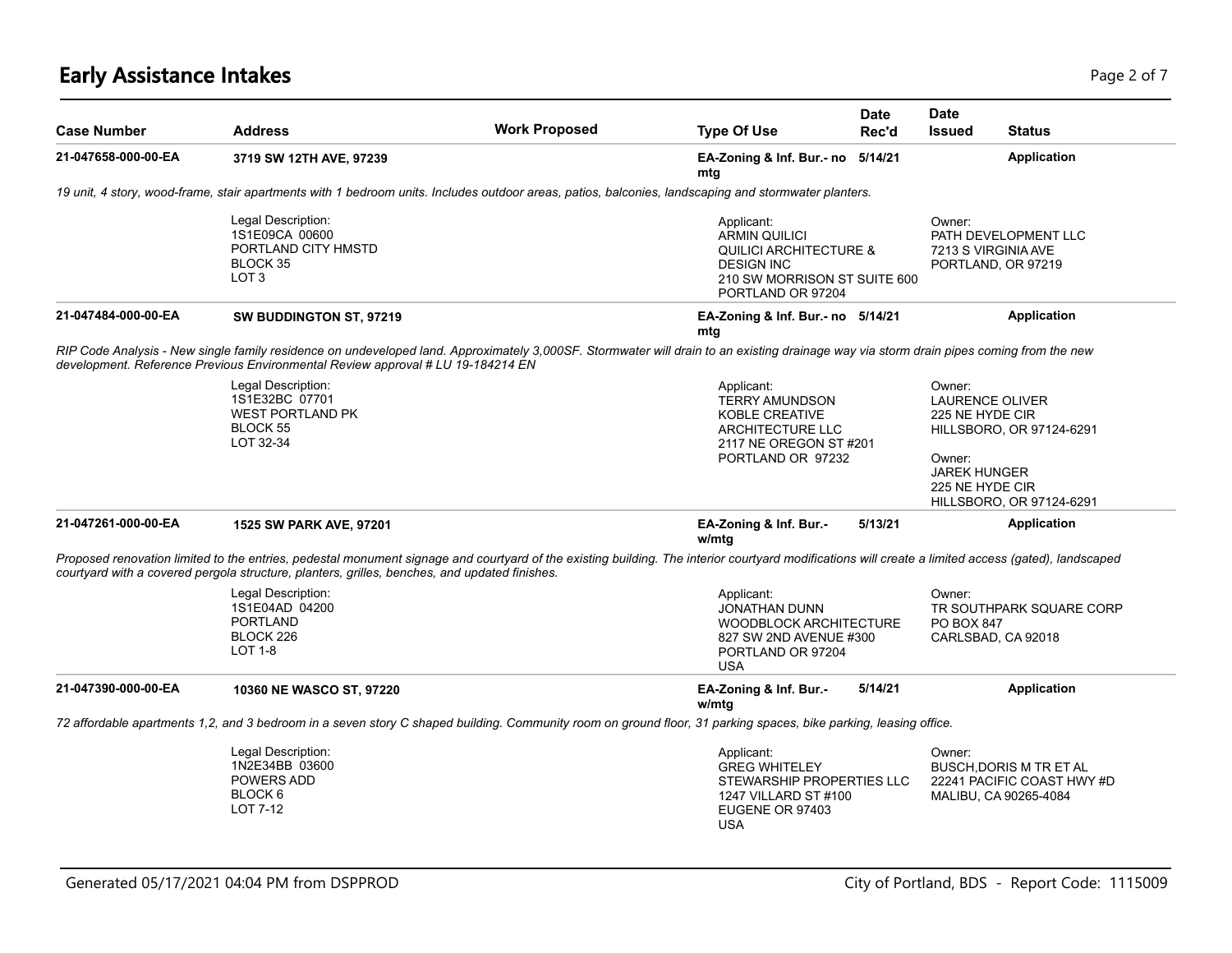# Early Assistance Intakes

| Case Number | Address | Work Proposed | Type Of Use | Date Rec'd | Date Issued | Status |
|---|---|---|---|---|---|---|
| **21-047658-000-00-EA** | **3719 SW 12TH AVE, 97239** | | **EA-Zoning & Inf. Bur.- no mtg** | **5/14/21** | | **Application** |

*19 unit, 4 story, wood-frame, stair apartments with 1 bedroom units. Includes outdoor areas, patios, balconies, landscaping and stormwater planters.*

Legal Description:
1S1E09CA 00600
PORTLAND CITY HMSTD
BLOCK 35
LOT 3

Applicant:
ARMIN QUILICI
QUILICI ARCHITECTURE & DESIGN INC
210 SW MORRISON ST SUITE 600
PORTLAND OR 97204

Owner:
PATH DEVELOPMENT LLC
7213 S VIRGINIA AVE
PORTLAND, OR 97219

| Case Number | Address | Work Proposed | Type Of Use | Date Rec'd | Date Issued | Status |
|---|---|---|---|---|---|---|
| **21-047484-000-00-EA** | **SW BUDDINGTON ST, 97219** | | **EA-Zoning & Inf. Bur.- no mtg** | **5/14/21** | | **Application** |

*RIP Code Analysis - New single family residence on undeveloped land. Approximately 3,000SF. Stormwater will drain to an existing drainage way via storm drain pipes coming from the new development. Reference Previous Environmental Review approval # LU 19-184214 EN*

Legal Description:
1S1E32BC 07701
WEST PORTLAND PK
BLOCK 55
LOT 32-34

Applicant:
TERRY AMUNDSON
KOBLE CREATIVE ARCHITECTURE LLC
2117 NE OREGON ST #201
PORTLAND OR 97232

Owner:
LAURENCE OLIVER
225 NE HYDE CIR
HILLSBORO, OR 97124-6291

Owner:
JAREK HUNGER
225 NE HYDE CIR
HILLSBORO, OR 97124-6291

| Case Number | Address | Work Proposed | Type Of Use | Date Rec'd | Date Issued | Status |
|---|---|---|---|---|---|---|
| **21-047261-000-00-EA** | **1525 SW PARK AVE, 97201** | | **EA-Zoning & Inf. Bur.- w/mtg** | **5/13/21** | | **Application** |

*Proposed renovation limited to the entries, pedestal monument signage and courtyard of the existing building. The interior courtyard modifications will create a limited access (gated), landscaped courtyard with a covered pergola structure, planters, grilles, benches, and updated finishes.*

Legal Description:
1S1E04AD 04200
PORTLAND
BLOCK 226
LOT 1-8

Applicant:
JONATHAN DUNN
WOODBLOCK ARCHITECTURE
827 SW 2ND AVENUE #300
PORTLAND OR 97204
USA

Owner:
TR SOUTHPARK SQUARE CORP
PO BOX 847
CARLSBAD, CA 92018

| Case Number | Address | Work Proposed | Type Of Use | Date Rec'd | Date Issued | Status |
|---|---|---|---|---|---|---|
| **21-047390-000-00-EA** | **10360 NE WASCO ST, 97220** | | **EA-Zoning & Inf. Bur.- w/mtg** | **5/14/21** | | **Application** |

*72 affordable apartments 1,2, and 3 bedroom in a seven story C shaped building. Community room on ground floor, 31 parking spaces, bike parking, leasing office.*

Legal Description:
1N2E34BB 03600
POWERS ADD
BLOCK 6
LOT 7-12

Applicant:
GREG WHITELEY
STEWARSHIP PROPERTIES LLC
1247 VILLARD ST #100
EUGENE OR 97403
USA

Owner:
BUSCH,DORIS M TR ET AL
22241 PACIFIC COAST HWY #D
MALIBU, CA 90265-4084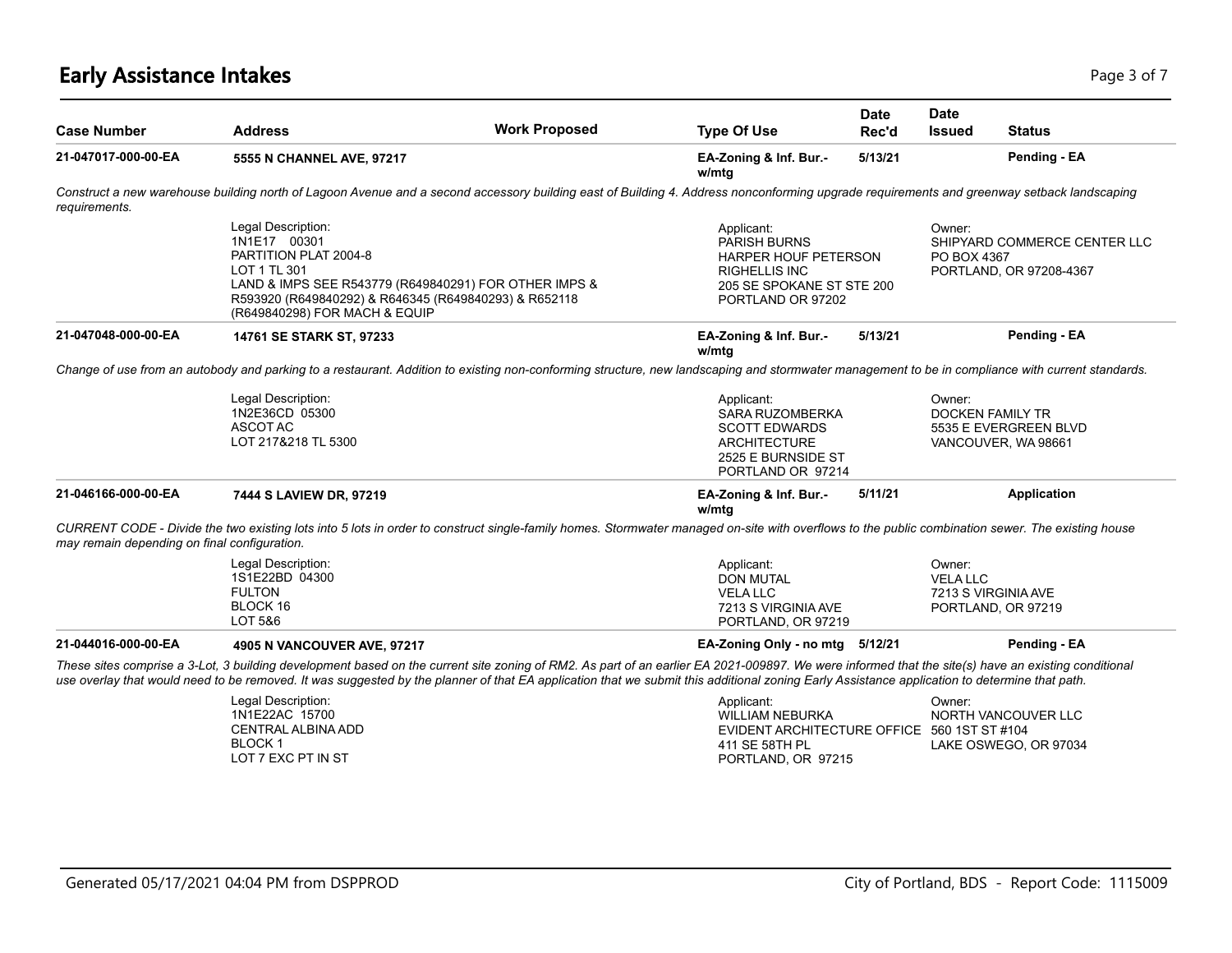# Early Assistance Intakes

| Case Number | Address | Work Proposed | Type Of Use | Date Rec'd | Date Issued | Status |
|---|---|---|---|---|---|---|
| 21-047017-000-00-EA | 5555 N CHANNEL AVE, 97217 | | EA-Zoning & Inf. Bur.- w/mtg | 5/13/21 | | Pending - EA |

*Construct a new warehouse building north of Lagoon Avenue and a second accessory building east of Building 4. Address nonconforming upgrade requirements and greenway setback landscaping requirements.*

Legal Description:
1N1E17 00301
PARTITION PLAT 2004-8
LOT 1 TL 301
LAND & IMPS SEE R543779 (R649840291) FOR OTHER IMPS & R593920 (R649840292) & R646345 (R649840293) & R652118 (R649840298) FOR MACH & EQUIP

Applicant:
PARISH BURNS
HARPER HOUF PETERSON RIGHELLIS INC
205 SE SPOKANE ST STE 200
PORTLAND OR 97202

Owner:
SHIPYARD COMMERCE CENTER LLC
PO BOX 4367
PORTLAND, OR 97208-4367

| Case Number | Address | Work Proposed | Type Of Use | Date Rec'd | Date Issued | Status |
|---|---|---|---|---|---|---|
| 21-047048-000-00-EA | 14761 SE STARK ST, 97233 | | EA-Zoning & Inf. Bur.- w/mtg | 5/13/21 | | Pending - EA |

*Change of use from an autobody and parking to a restaurant. Addition to existing non-conforming structure, new landscaping and stormwater management to be in compliance with current standards.*

Legal Description:
1N2E36CD 05300
ASCOT AC
LOT 217&218 TL 5300

Applicant:
SARA RUZOMBERKA
SCOTT EDWARDS ARCHITECTURE
2525 E BURNSIDE ST
PORTLAND OR 97214

Owner:
DOCKEN FAMILY TR
5535 E EVERGREEN BLVD
VANCOUVER, WA 98661

| Case Number | Address | Work Proposed | Type Of Use | Date Rec'd | Date Issued | Status |
|---|---|---|---|---|---|---|
| 21-046166-000-00-EA | 7444 S LAVIEW DR, 97219 | | EA-Zoning & Inf. Bur.- w/mtg | 5/11/21 | | Application |

*CURRENT CODE - Divide the two existing lots into 5 lots in order to construct single-family homes. Stormwater managed on-site with overflows to the public combination sewer. The existing house may remain depending on final configuration.*

Legal Description:
1S1E22BD 04300
FULTON
BLOCK 16
LOT 5&6

Applicant:
DON MUTAL
VELA LLC
7213 S VIRGINIA AVE
PORTLAND, OR 97219

Owner:
VELA LLC
7213 S VIRGINIA AVE
PORTLAND, OR 97219

| Case Number | Address | Work Proposed | Type Of Use | Date Rec'd | Date Issued | Status |
|---|---|---|---|---|---|---|
| 21-044016-000-00-EA | 4905 N VANCOUVER AVE, 97217 | | EA-Zoning Only - no mtg | 5/12/21 | | Pending - EA |

*These sites comprise a 3-Lot, 3 building development based on the current site zoning of RM2. As part of an earlier EA 2021-009897. We were informed that the site(s) have an existing conditional use overlay that would need to be removed. It was suggested by the planner of that EA application that we submit this additional zoning Early Assistance application to determine that path.*

Legal Description:
1N1E22AC 15700
CENTRAL ALBINA ADD
BLOCK 1
LOT 7 EXC PT IN ST

Applicant:
WILLIAM NEBURKA
EVIDENT ARCHITECTURE OFFICE
411 SE 58TH PL
PORTLAND, OR 97215

Owner:
NORTH VANCOUVER LLC
560 1ST ST #104
LAKE OSWEGO, OR 97034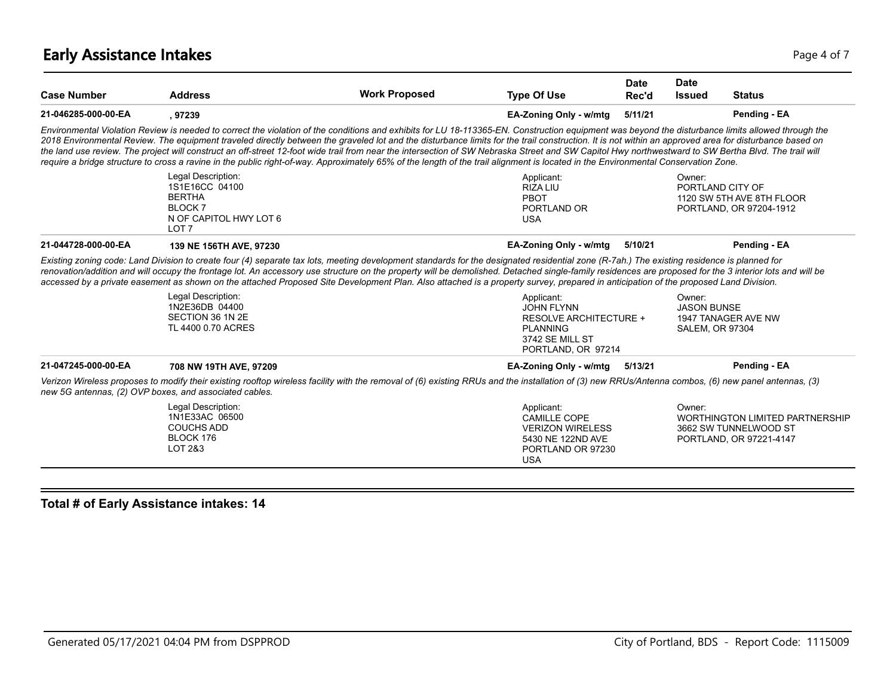# Early Assistance Intakes

| Case Number | Address | Work Proposed | Type Of Use | Date Rec'd | Date Issued | Status |
|---|---|---|---|---|---|---|
| 21-046285-000-00-EA | , 97239 | | EA-Zoning Only - w/mtg | 5/11/21 | | Pending - EA |

*Environmental Violation Review is needed to correct the violation of the conditions and exhibits for LU 18-113365-EN. Construction equipment was beyond the disturbance limits allowed through the 2018 Environmental Review. The equipment traveled directly between the graveled lot and the disturbance limits for the trail construction. It is not within an approved area for disturbance based on the land use review. The project will construct an off-street 12-foot wide trail from near the intersection of SW Nebraska Street and SW Capitol Hwy northwestward to SW Bertha Blvd. The trail will require a bridge structure to cross a ravine in the public right-of-way. Approximately 65% of the length of the trail alignment is located in the Environmental Conservation Zone.*

Legal Description:
1S1E16CC 04100
BERTHA
BLOCK 7
N OF CAPITOL HWY LOT 6
LOT 7

Applicant:
RIZA LIU
PBOT
PORTLAND OR
USA

Owner:
PORTLAND CITY OF
1120 SW 5TH AVE 8TH FLOOR
PORTLAND, OR 97204-1912

| Case Number | Address | Work Proposed | Type Of Use | Date Rec'd | Date Issued | Status |
|---|---|---|---|---|---|---|
| 21-044728-000-00-EA | 139 NE 156TH AVE, 97230 | | EA-Zoning Only - w/mtg | 5/10/21 | | Pending - EA |

*Existing zoning code: Land Division to create four (4) separate tax lots, meeting development standards for the designated residential zone (R-7ah.) The existing residence is planned for renovation/addition and will occupy the frontage lot. An accessory use structure on the property will be demolished. Detached single-family residences are proposed for the 3 interior lots and will be accessed by a private easement as shown on the attached Proposed Site Development Plan. Also attached is a property survey, prepared in anticipation of the proposed Land Division.*

Legal Description:
1N2E36DB 04400
SECTION 36 1N 2E
TL 4400 0.70 ACRES

Applicant:
JOHN FLYNN
RESOLVE ARCHITECTURE + PLANNING
3742 SE MILL ST
PORTLAND, OR 97214

Owner:
JASON BUNSE
1947 TANAGER AVE NW
SALEM, OR 97304

| Case Number | Address | Work Proposed | Type Of Use | Date Rec'd | Date Issued | Status |
|---|---|---|---|---|---|---|
| 21-047245-000-00-EA | 708 NW 19TH AVE, 97209 | | EA-Zoning Only - w/mtg | 5/13/21 | | Pending - EA |

*Verizon Wireless proposes to modify their existing rooftop wireless facility with the removal of (6) existing RRUs and the installation of (3) new RRUs/Antenna combos, (6) new panel antennas, (3) new 5G antennas, (2) OVP boxes, and associated cables.*

Legal Description:
1N1E33AC 06500
COUCHS ADD
BLOCK 176
LOT 2&3

Applicant:
CAMILLE COPE
VERIZON WIRELESS
5430 NE 122ND AVE
PORTLAND OR 97230
USA

Owner:
WORTHINGTON LIMITED PARTNERSHIP
3662 SW TUNNELWOOD ST
PORTLAND, OR 97221-4147

**Total # of Early Assistance intakes: 14**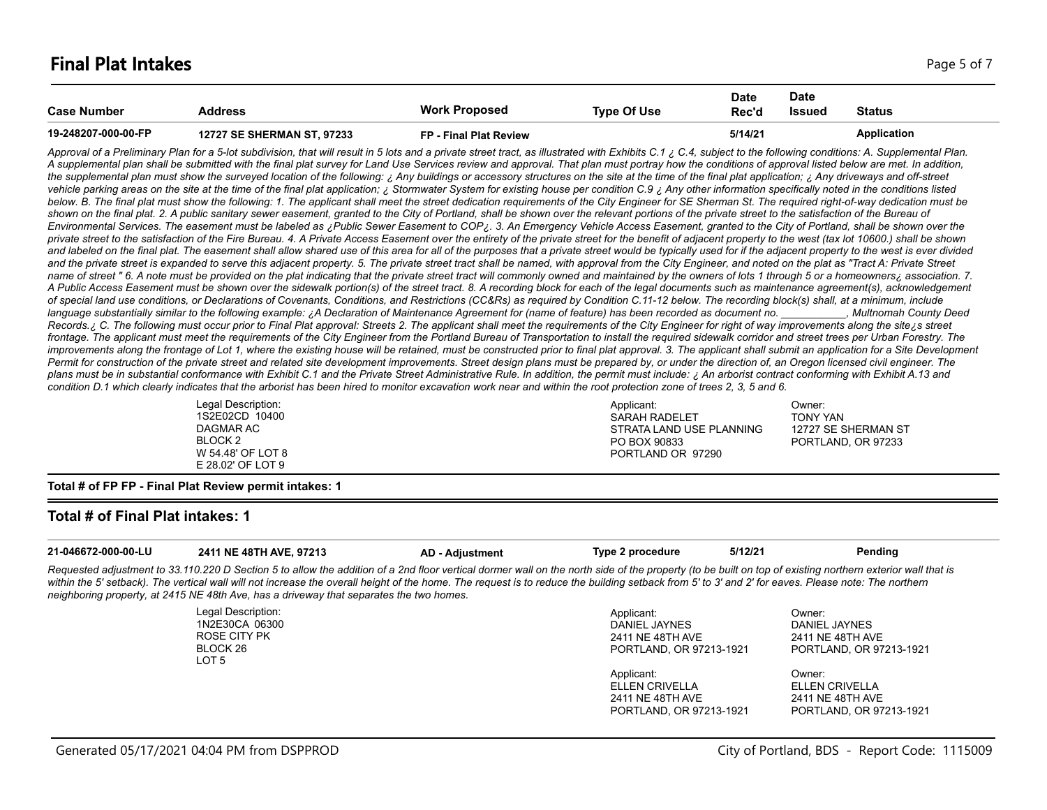## Final Plat Intakes

| Case Number | Address | Work Proposed | Type Of Use | Date Rec'd | Date Issued | Status |
|---|---|---|---|---|---|---|
| 19-248207-000-00-FP | 12727 SE SHERMAN ST, 97233 | FP - Final Plat Review | | 5/14/21 | | Application |

*Approval of a Preliminary Plan for a 5-lot subdivision, that will result in 5 lots and a private street tract, as illustrated with Exhibits C.1 ¿ C.4, subject to the following conditions: A. Supplemental Plan. A supplemental plan shall be submitted with the final plat survey for Land Use Services review and approval. That plan must portray how the conditions of approval listed below are met. In addition, the supplemental plan must show the surveyed location of the following: ¿ Any buildings or accessory structures on the site at the time of the final plat application; ¿ Any driveways and off-street vehicle parking areas on the site at the time of the final plat application; ¿ Stormwater System for existing house per condition C.9 ¿ Any other information specifically noted in the conditions listed below. B. The final plat must show the following: 1. The applicant shall meet the street dedication requirements of the City Engineer for SE Sherman St. The required right-of-way dedication must be shown on the final plat. 2. A public sanitary sewer easement, granted to the City of Portland, shall be shown over the relevant portions of the private street to the satisfaction of the Bureau of Environmental Services. The easement must be labeled as ¿Public Sewer Easement to COP¿. 3. An Emergency Vehicle Access Easement, granted to the City of Portland, shall be shown over the private street to the satisfaction of the Fire Bureau. 4. A Private Access Easement over the entirety of the private street for the benefit of adjacent property to the west (tax lot 10600.) shall be shown and labeled on the final plat. The easement shall allow shared use of this area for all of the purposes that a private street would be typically used for if the adjacent property to the west is ever divided and the private street is expanded to serve this adjacent property. 5. The private street tract shall be named, with approval from the City Engineer, and noted on the plat as "Tract A: Private Street name of street " 6. A note must be provided on the plat indicating that the private street tract will commonly owned and maintained by the owners of lots 1 through 5 or a homeowners¿ association. 7. A Public Access Easement must be shown over the sidewalk portion(s) of the street tract. 8. A recording block for each of the legal documents such as maintenance agreement(s), acknowledgement of special land use conditions, or Declarations of Covenants, Conditions, and Restrictions (CC&Rs) as required by Condition C.11-12 below. The recording block(s) shall, at a minimum, include language substantially similar to the following example: ¿A Declaration of Maintenance Agreement for (name of feature) has been recorded as document no. ___________, Multnomah County Deed Records.¿ C. The following must occur prior to Final Plat approval: Streets 2. The applicant shall meet the requirements of the City Engineer for right of way improvements along the site¿s street frontage. The applicant must meet the requirements of the City Engineer from the Portland Bureau of Transportation to install the required sidewalk corridor and street trees per Urban Forestry. The improvements along the frontage of Lot 1, where the existing house will be retained, must be constructed prior to final plat approval. 3. The applicant shall submit an application for a Site Development Permit for construction of the private street and related site development improvements. Street design plans must be prepared by, or under the direction of, an Oregon licensed civil engineer. The plans must be in substantial conformance with Exhibit C.1 and the Private Street Administrative Rule. In addition, the permit must include: ¿ An arborist contract conforming with Exhibit A.13 and condition D.1 which clearly indicates that the arborist has been hired to monitor excavation work near and within the root protection zone of trees 2, 3, 5 and 6.*

| Legal Description | Applicant | Owner |
|---|---|---|
| 1S2E02CD 10400<br>DAGMAR AC<br>BLOCK 2<br>W 54.48' OF LOT 8<br>E 28.02' OF LOT 9 | SARAH RADELET<br>STRATA LAND USE PLANNING<br>PO BOX 90833<br>PORTLAND OR 97290 | TONY YAN<br>12727 SE SHERMAN ST<br>PORTLAND, OR 97233 |

**Total # of FP FP - Final Plat Review permit intakes: 1**

### Total # of Final Plat intakes: 1

| Case Number | Address | Work Proposed | Type Of Use | Date Rec'd | Date Issued | Status |
|---|---|---|---|---|---|---|
| 21-046672-000-00-LU | 2411 NE 48TH AVE, 97213 | AD - Adjustment | Type 2 procedure | 5/12/21 | | Pending |

*Requested adjustment to 33.110.220 D Section 5 to allow the addition of a 2nd floor vertical dormer wall on the north side of the property (to be built on top of existing northern exterior wall that is within the 5' setback). The vertical wall will not increase the overall height of the home. The request is to reduce the building setback from 5' to 3' and 2' for eaves. Please note: The northern neighboring property, at 2415 NE 48th Ave, has a driveway that separates the two homes.*

| Legal Description | Applicant | Owner |
|---|---|---|
| 1N2E30CA 06300<br>ROSE CITY PK<br>BLOCK 26<br>LOT 5 | DANIEL JAYNES<br>2411 NE 48TH AVE<br>PORTLAND, OR 97213-1921 | DANIEL JAYNES<br>2411 NE 48TH AVE<br>PORTLAND, OR 97213-1921 |
| | ELLEN CRIVELLA<br>2411 NE 48TH AVE<br>PORTLAND, OR 97213-1921 | ELLEN CRIVELLA<br>2411 NE 48TH AVE<br>PORTLAND, OR 97213-1921 |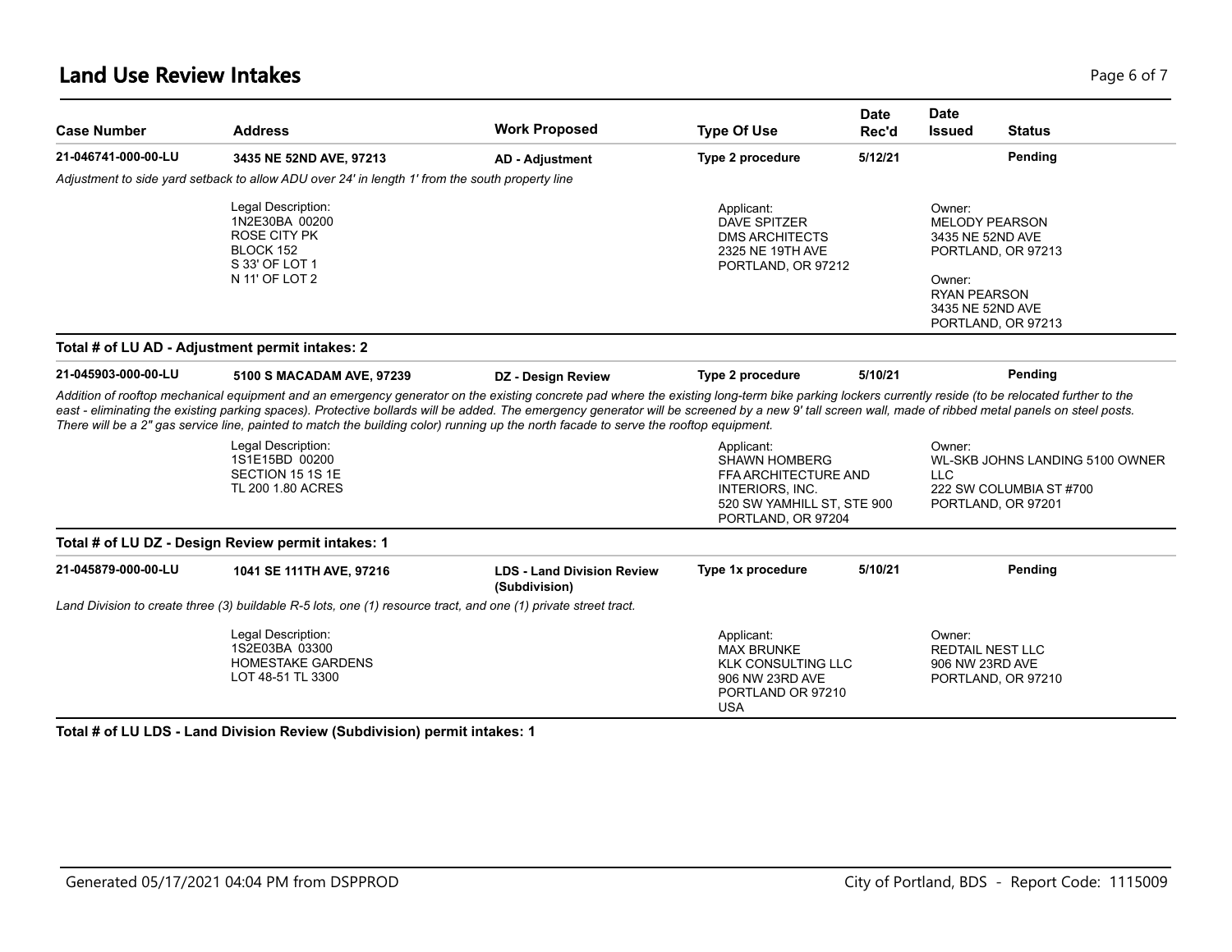## Land Use Review Intakes

| Case Number | Address | Work Proposed | Type Of Use | Date Rec'd | Date Issued | Status |
|---|---|---|---|---|---|---|
| **21-046741-000-00-LU** | **3435 NE 52ND AVE, 97213** | **AD - Adjustment** | **Type 2 procedure** | **5/12/21** | | **Pending** |

*Adjustment to side yard setback to allow ADU over 24' in length 1' from the south property line*

Legal Description:
1N2E30BA 00200
ROSE CITY PK
BLOCK 152
S 33' OF LOT 1
N 11' OF LOT 2

Applicant:
DAVE SPITZER
DMS ARCHITECTS
2325 NE 19TH AVE
PORTLAND, OR 97212

Owner:
MELODY PEARSON
3435 NE 52ND AVE
PORTLAND, OR 97213

Owner:
RYAN PEARSON
3435 NE 52ND AVE
PORTLAND, OR 97213

**Total # of LU AD - Adjustment permit intakes: 2**

| Case Number | Address | Work Proposed | Type Of Use | Date Rec'd | Date Issued | Status |
|---|---|---|---|---|---|---|
| **21-045903-000-00-LU** | **5100 S MACADAM AVE, 97239** | **DZ - Design Review** | **Type 2 procedure** | **5/10/21** | | **Pending** |

*Addition of rooftop mechanical equipment and an emergency generator on the existing concrete pad where the existing long-term bike parking lockers currently reside (to be relocated further to the east - eliminating the existing parking spaces). Protective bollards will be added. The emergency generator will be screened by a new 9' tall screen wall, made of ribbed metal panels on steel posts. There will be a 2" gas service line, painted to match the building color) running up the north facade to serve the rooftop equipment.*

Legal Description:
1S1E15BD 00200
SECTION 15 1S 1E
TL 200 1.80 ACRES

Applicant:
SHAWN HOMBERG
FFA ARCHITECTURE AND INTERIORS, INC.
520 SW YAMHILL ST, STE 900
PORTLAND, OR 97204

Owner:
WL-SKB JOHNS LANDING 5100 OWNER LLC
222 SW COLUMBIA ST #700
PORTLAND, OR 97201

**Total # of LU DZ - Design Review permit intakes: 1**

| Case Number | Address | Work Proposed | Type Of Use | Date Rec'd | Date Issued | Status |
|---|---|---|---|---|---|---|
| **21-045879-000-00-LU** | **1041 SE 111TH AVE, 97216** | **LDS - Land Division Review (Subdivision)** | **Type 1x procedure** | **5/10/21** | | **Pending** |

*Land Division to create three (3) buildable R-5 lots, one (1) resource tract, and one (1) private street tract.*

Legal Description:
1S2E03BA 03300
HOMESTAKE GARDENS
LOT 48-51 TL 3300

Applicant:
MAX BRUNKE
KLK CONSULTING LLC
906 NW 23RD AVE
PORTLAND OR 97210
USA

Owner:
REDTAIL NEST LLC
906 NW 23RD AVE
PORTLAND, OR 97210

**Total # of LU LDS - Land Division Review (Subdivision) permit intakes: 1**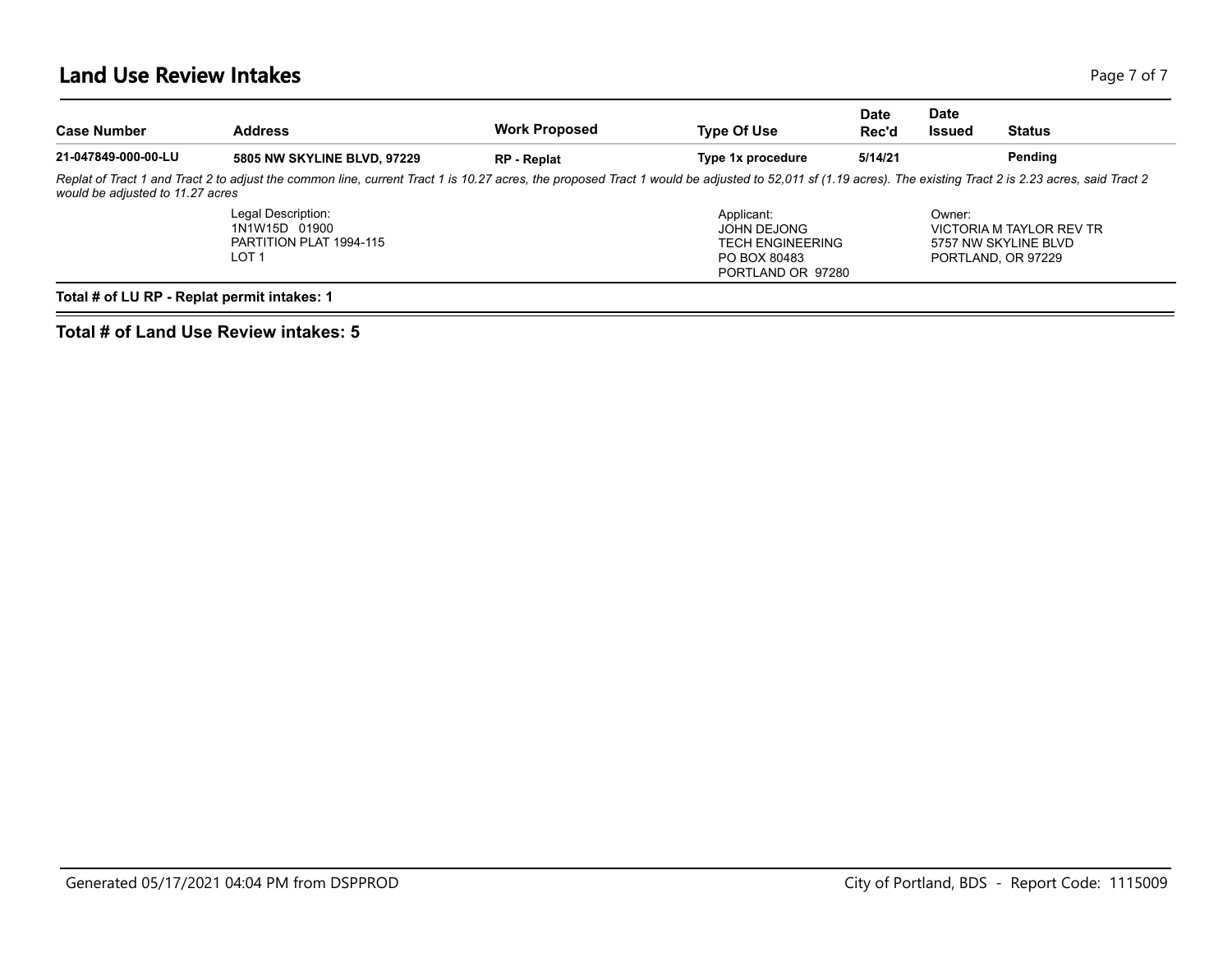## Land Use Review Intakes

| Case Number | Address | Work Proposed | Type Of Use | Date Rec'd | Date Issued | Status |
|---|---|---|---|---|---|---|
| **21-047849-000-00-LU** | **5805 NW SKYLINE BLVD, 97229** | **RP - Replat** | **Type 1x procedure** | **5/14/21** | | **Pending** |

*Replat of Tract 1 and Tract 2 to adjust the common line, current Tract 1 is 10.27 acres, the proposed Tract 1 would be adjusted to 52,011 sf (1.19 acres). The existing Tract 2 is 2.23 acres, said Tract 2 would be adjusted to 11.27 acres*

Legal Description:
1N1W15D 01900
PARTITION PLAT 1994-115
LOT 1

Applicant:
JOHN DEJONG
TECH ENGINEERING
PO BOX 80483
PORTLAND OR 97280

Owner:
VICTORIA M TAYLOR REV TR
5757 NW SKYLINE BLVD
PORTLAND, OR 97229

**Total # of LU RP - Replat permit intakes: 1**

**Total # of Land Use Review intakes: 5**

Generated 05/17/2021 04:04 PM from DSPPROD

City of Portland, BDS - Report Code: 1115009